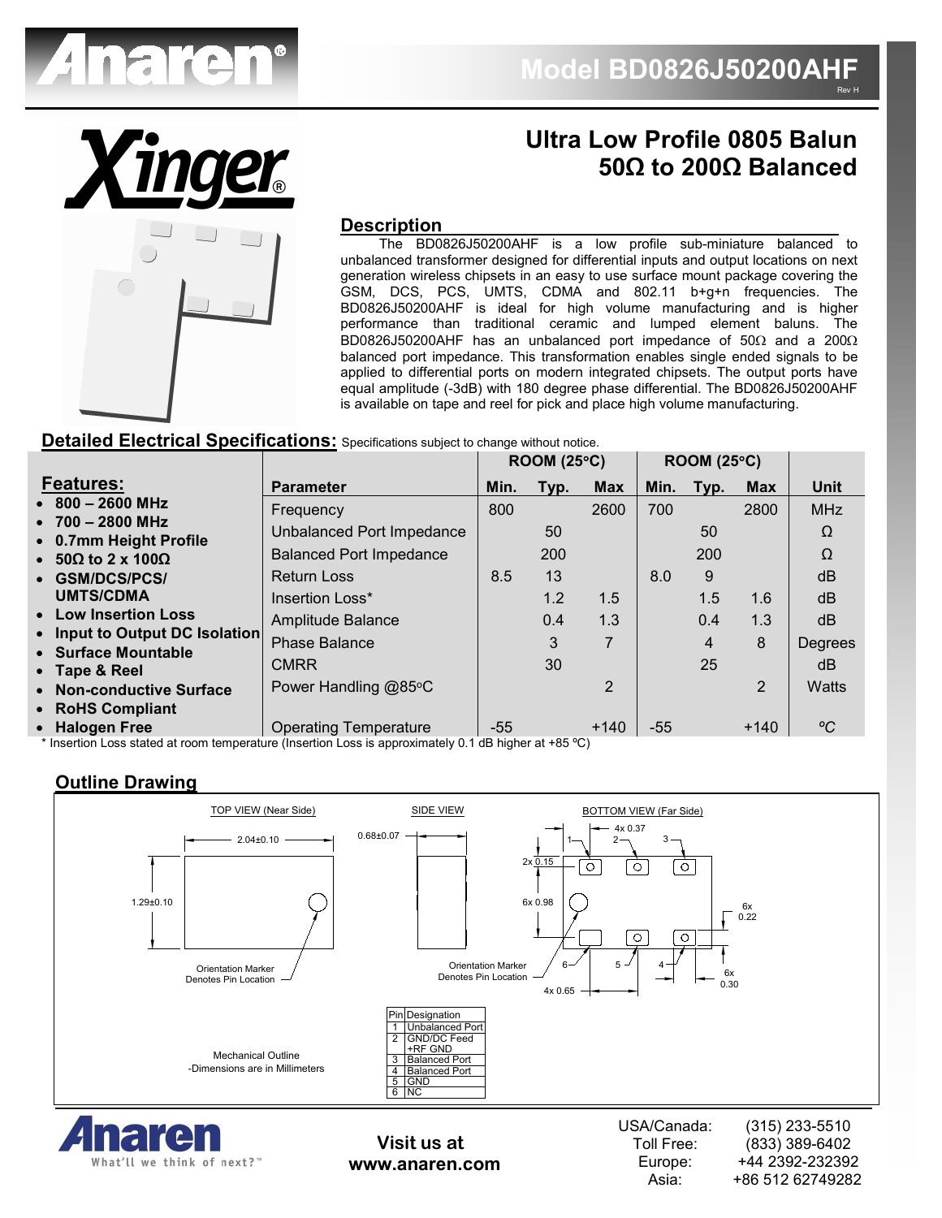# Model BD0826J50200AHF

Rev H

## Ultra Low Profile 0805 Balun 50Ω to 200Ω Balanced

### Description

The BD0826J50200AHF is a low profile sub-miniature balanced to unbalanced transformer designed for differential inputs and output locations on next generation wireless chipsets in an easy to use surface mount package covering the GSM, DCS, PCS, UMTS, CDMA and 802.11 b+g+n frequencies. The BD0826J50200AHF is ideal for high volume manufacturing and is higher performance than traditional ceramic and lumped element baluns. The BD0826J50200AHF has an unbalanced port impedance of 50Ω and a 200Ω balanced port impedance. This transformation enables single ended signals to be applied to differential ports on modern integrated chipsets. The output ports have equal amplitude (-3dB) with 180 degree phase differential. The BD0826J50200AHF is available on tape and reel for pick and place high volume manufacturing.

### Detailed Electrical Specifications: Specifications subject to change without notice.

**Features:**

- 800 – 2600 MHz
- 700 – 2800 MHz
- 0.7mm Height Profile
- 50Ω to 2 x 100Ω
- GSM/DCS/PCS/ UMTS/CDMA
- Low Insertion Loss
- Input to Output DC Isolation
- Surface Mountable
- Tape & Reel
- Non-conductive Surface
- RoHS Compliant
- Halogen Free

| Parameter | ROOM (25°C) Min. | Typ. | Max | ROOM (25°C) Min. | Typ. | Max | Unit |
|---|---|---|---|---|---|---|---|
| Frequency | 800 | | 2600 | 700 | | 2800 | MHz |
| Unbalanced Port Impedance | | 50 | | | 50 | | Ω |
| Balanced Port Impedance | | 200 | | | 200 | | Ω |
| Return Loss | 8.5 | 13 | | 8.0 | 9 | | dB |
| Insertion Loss* | | 1.2 | 1.5 | | 1.5 | 1.6 | dB |
| Amplitude Balance | | 0.4 | 1.3 | | 0.4 | 1.3 | dB |
| Phase Balance | | 3 | 7 | | 4 | 8 | Degrees |
| CMRR | | 30 | | | 25 | | dB |
| Power Handling @85°C | | | 2 | | | 2 | Watts |
| Operating Temperature | -55 | | +140 | -55 | | +140 | °C |

\* Insertion Loss stated at room temperature (Insertion Loss is approximately 0.1 dB higher at +85 ºC)

### Outline Drawing

TOP VIEW (Near Side) — 2.04±0.10; 1.29±0.10; Orientation Marker Denotes Pin Location

SIDE VIEW — 0.68±0.07

BOTTOM VIEW (Far Side) — 4x 0.37; 2x 0.15; 6x 0.98; 6x 0.22; 6x 0.30; 4x 0.65; Orientation Marker Denotes Pin Location

Mechanical Outline
-Dimensions are in Millimeters

| Pin | Designation |
|---|---|
| 1 | Unbalanced Port |
| 2 | GND/DC Feed +RF GND |
| 3 | Balanced Port |
| 4 | Balanced Port |
| 5 | GND |
| 6 | NC |

Anaren — What'll we think of next?™

**Visit us at www.anaren.com**

USA/Canada: (315) 233-5510
Toll Free: (833) 389-6402
Europe: +44 2392-232392
Asia: +86 512 62749282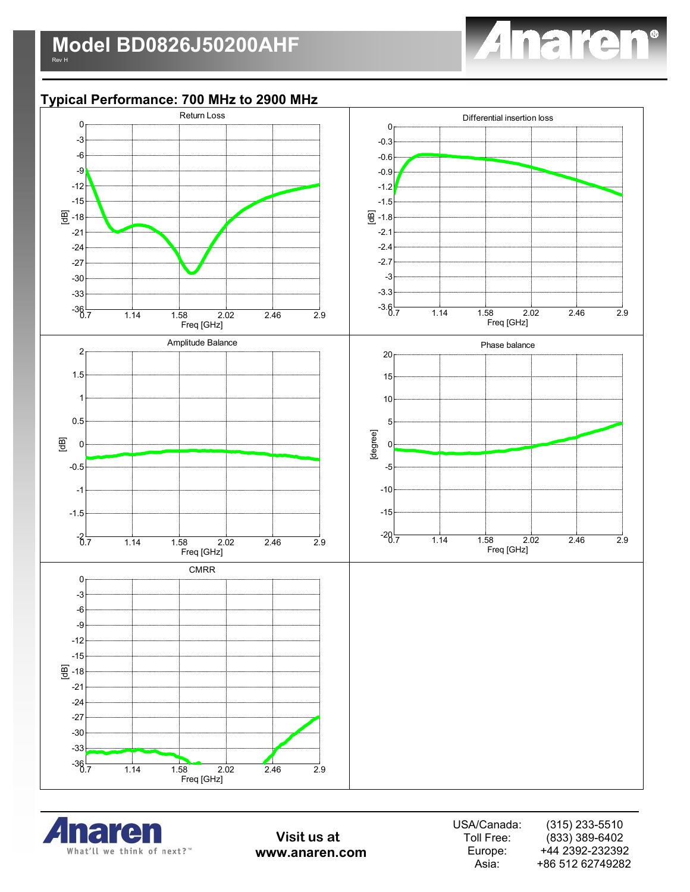# Model BD0826J50200AHF

Rev H

## Typical Performance: 700 MHz to 2900 MHz

Return Loss

Differential insertion loss

Amplitude Balance

Phase balance

CMRR

Visit us at
www.anaren.com

USA/Canada: (315) 233-5510
Toll Free: (833) 389-6402
Europe: +44 2392-232392
Asia: +86 512 62749282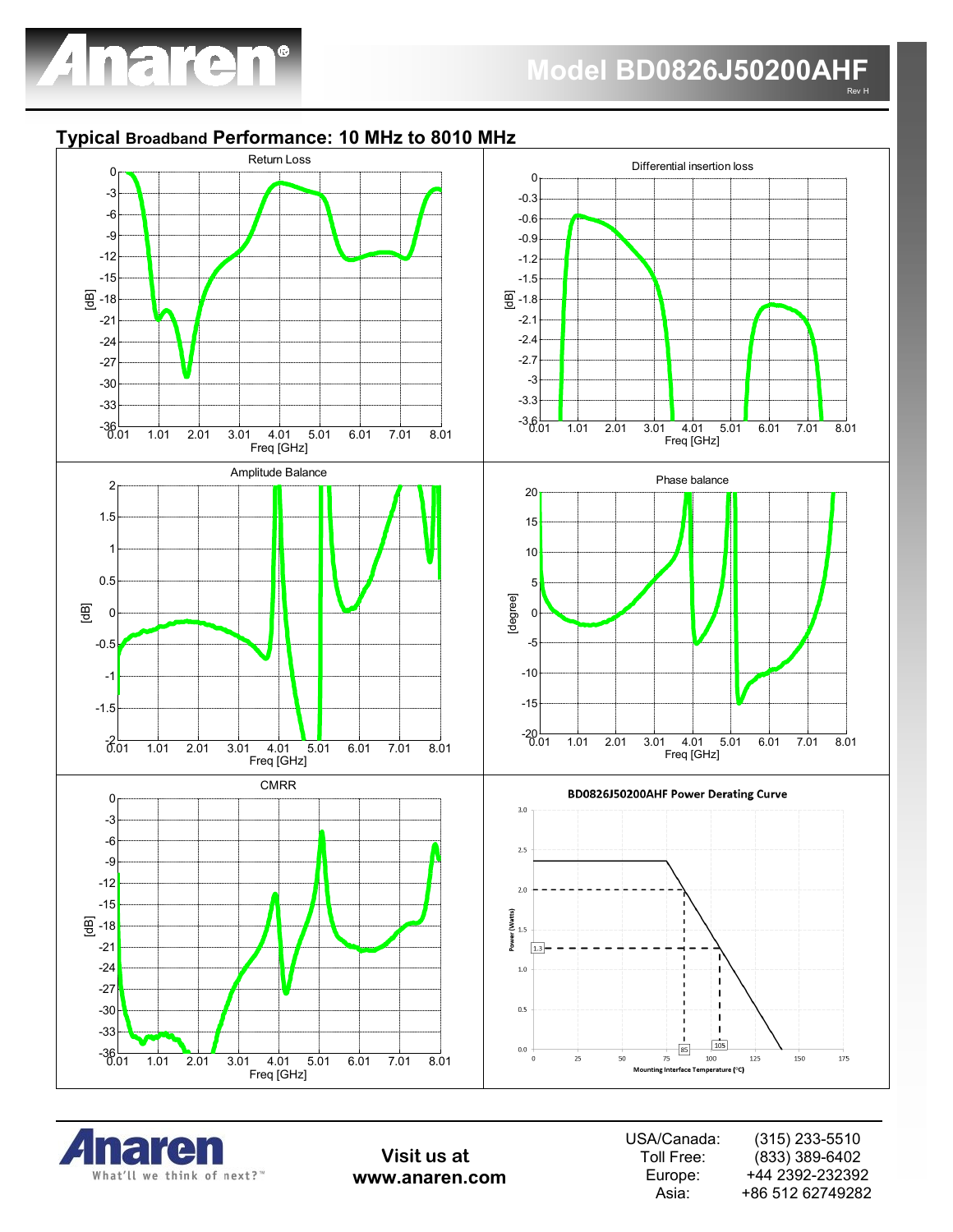## Typical Broadband Performance: 10 MHz to 8010 MHz

Return Loss

Differential insertion loss

Amplitude Balance

Phase balance

CMRR

BD0826J50200AHF Power Derating Curve

Visit us at
www.anaren.com

| | |
|---|---|
| USA/Canada: | (315) 233-5510 |
| Toll Free: | (833) 389-6402 |
| Europe: | +44 2392-232392 |
| Asia: | +86 512 62749282 |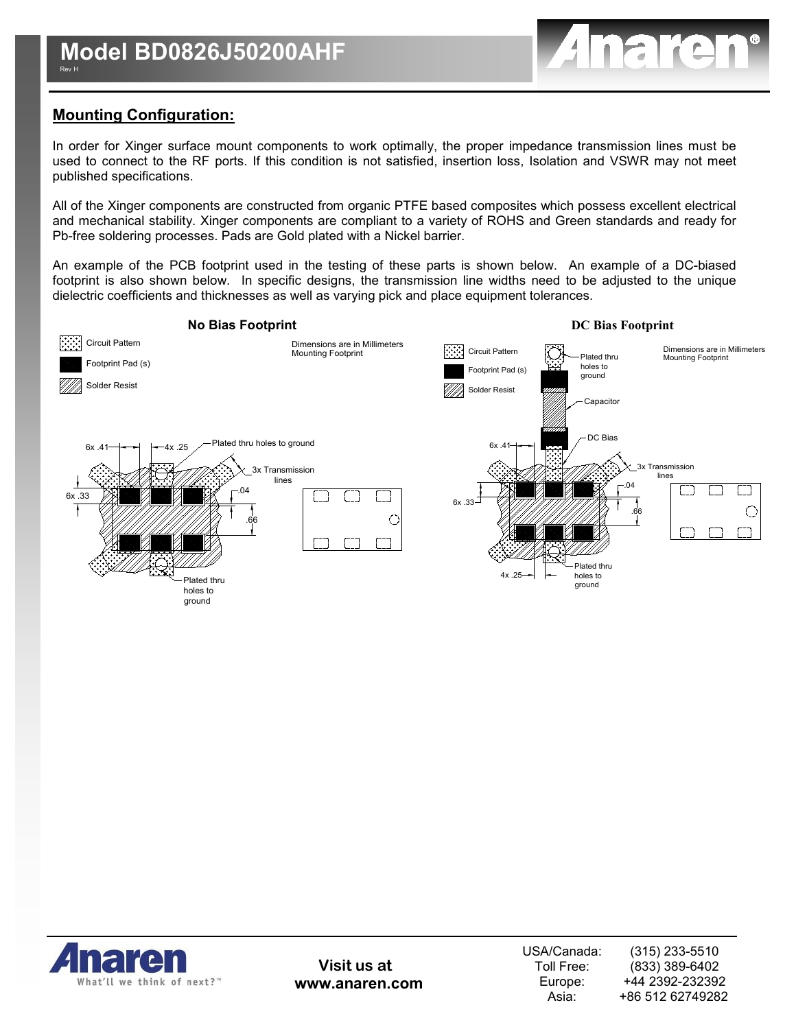## Mounting Configuration:

In order for Xinger surface mount components to work optimally, the proper impedance transmission lines must be used to connect to the RF ports. If this condition is not satisfied, insertion loss, Isolation and VSWR may not meet published specifications.

All of the Xinger components are constructed from organic PTFE based composites which possess excellent electrical and mechanical stability. Xinger components are compliant to a variety of ROHS and Green standards and ready for Pb-free soldering processes. Pads are Gold plated with a Nickel barrier.

An example of the PCB footprint used in the testing of these parts is shown below. An example of a DC-biased footprint is also shown below. In specific designs, the transmission line widths need to be adjusted to the unique dielectric coefficients and thicknesses as well as varying pick and place equipment tolerances.

**No Bias Footprint**

Circuit Pattern
Footprint Pad (s)
Solder Resist

Dimensions are in Millimeters
Mounting Footprint

6x .41
4x .25
Plated thru holes to ground
3x Transmission lines
6x .33
.04
.66
Plated thru holes to ground

**DC Bias Footprint**

Circuit Pattern
Footprint Pad (s)
Solder Resist

Plated thru holes to ground
Capacitor
DC Bias

Dimensions are in Millimeters
Mounting Footprint

6x .41
3x Transmission lines
6x .33
.04
.66
4x .25
Plated thru holes to ground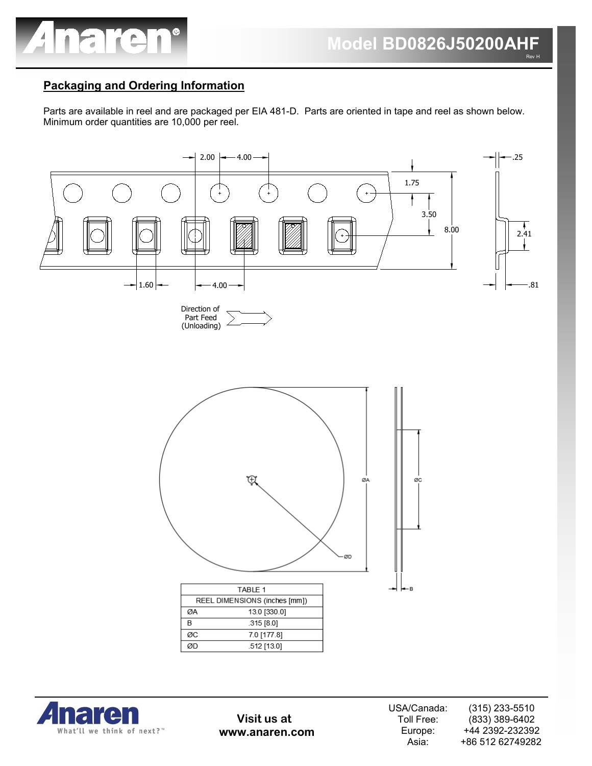## Packaging and Ordering Information

Parts are available in reel and are packaged per EIA 481-D. Parts are oriented in tape and reel as shown below. Minimum order quantities are 10,000 per reel.

2.00
4.00
.25
1.75
3.50
8.00
2.41
1.60
4.00
.81

Direction of Part Feed (Unloading)

ØA
ØC
ØD
B

| TABLE 1 | |
|---|---|
| REEL DIMENSIONS (inches [mm]) | |
| ØA | 13.0 [330.0] |
| B | .315 [8.0] |
| ØC | 7.0 [177.8] |
| ØD | .512 [13.0] |

Visit us at www.anaren.com

USA/Canada: (315) 233-5510
Toll Free: (833) 389-6402
Europe: +44 2392-232392
Asia: +86 512 62749282